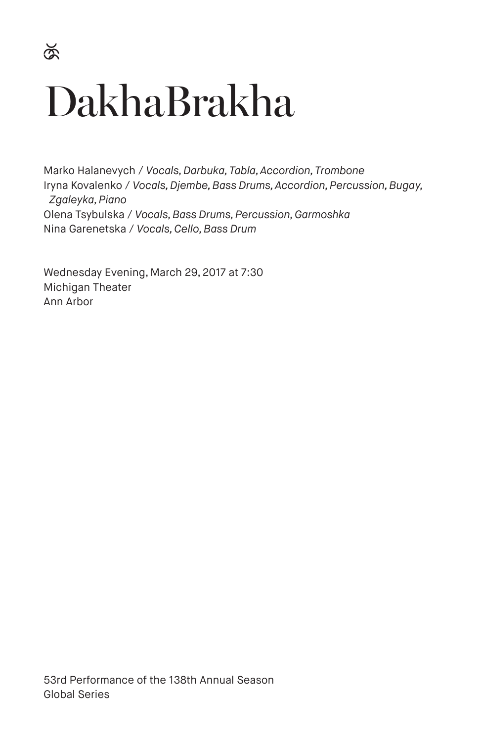# DakhaBrakha

Marko Halanevych / *Vocals, Darbuka, Tabla, Accordion, Trombone*
Iryna Kovalenko / *Vocals, Djembe, Bass Drums, Accordion, Percussion, Bugay, Zgaleyka, Piano*
Olena Tsybulska / *Vocals, Bass Drums, Percussion, Garmoshka*
Nina Garenetska / *Vocals, Cello, Bass Drum*

Wednesday Evening, March 29, 2017 at 7:30
Michigan Theater
Ann Arbor

53rd Performance of the 138th Annual Season
Global Series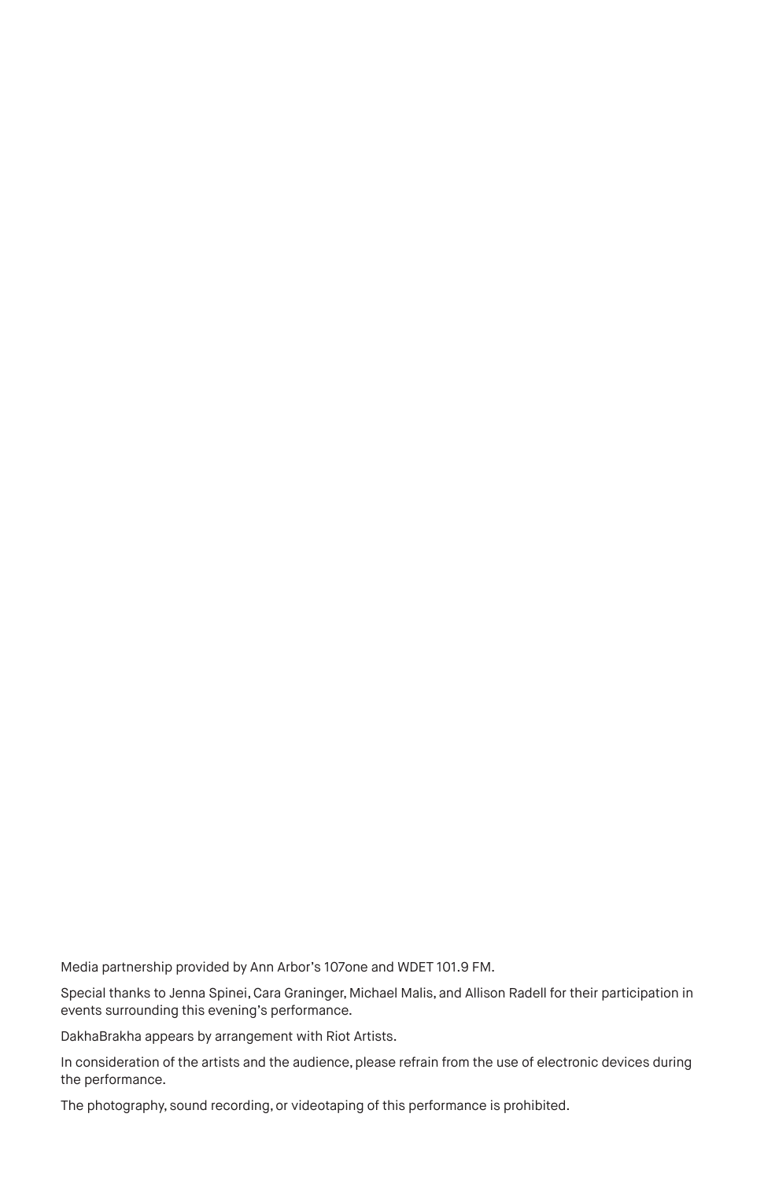Media partnership provided by Ann Arbor's 107one and WDET 101.9 FM.

Special thanks to Jenna Spinei, Cara Graninger, Michael Malis, and Allison Radell for their participation in events surrounding this evening's performance.

DakhaBrakha appears by arrangement with Riot Artists.

In consideration of the artists and the audience, please refrain from the use of electronic devices during the performance.

The photography, sound recording, or videotaping of this performance is prohibited.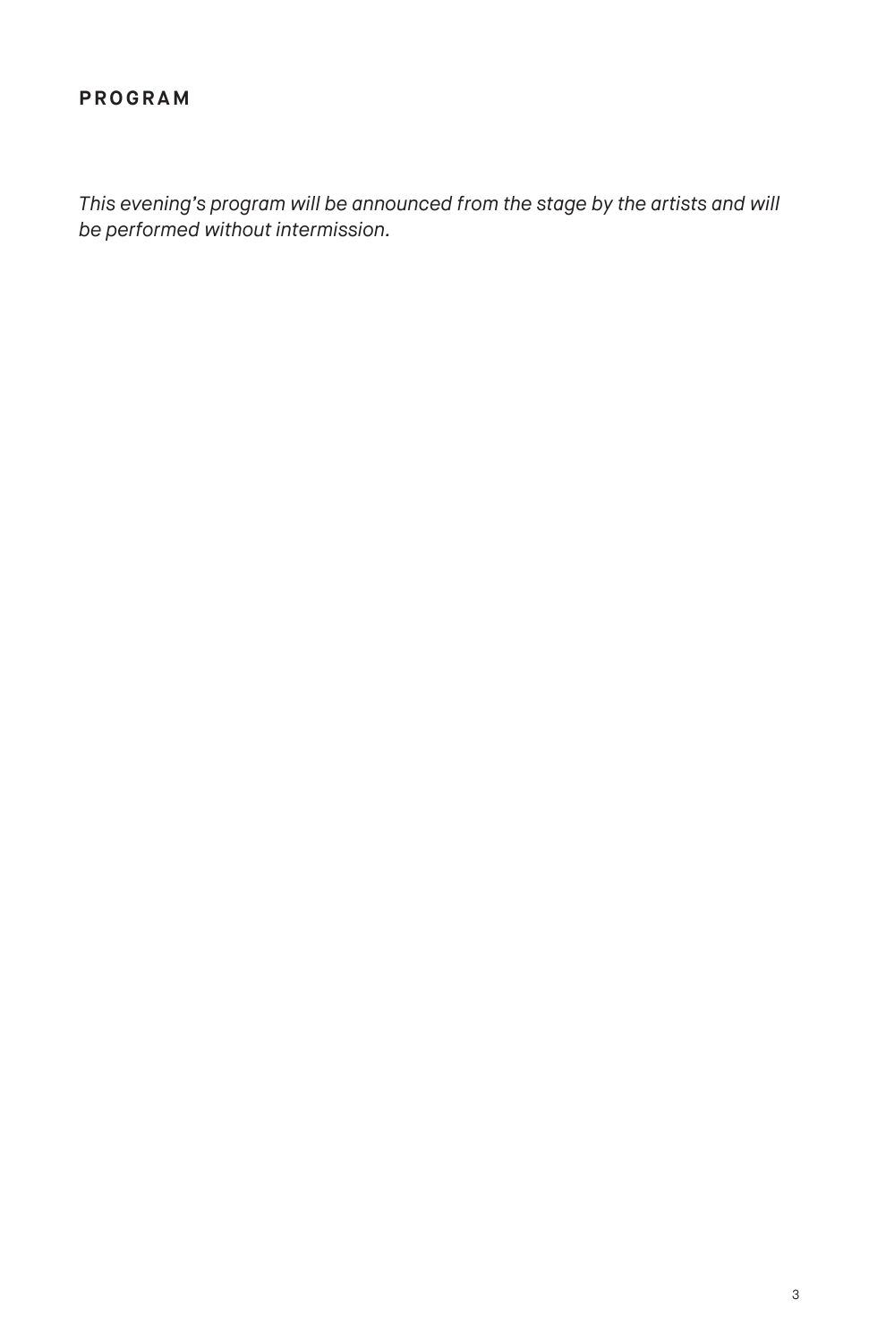## PROGRAM

*This evening's program will be announced from the stage by the artists and will be performed without intermission.*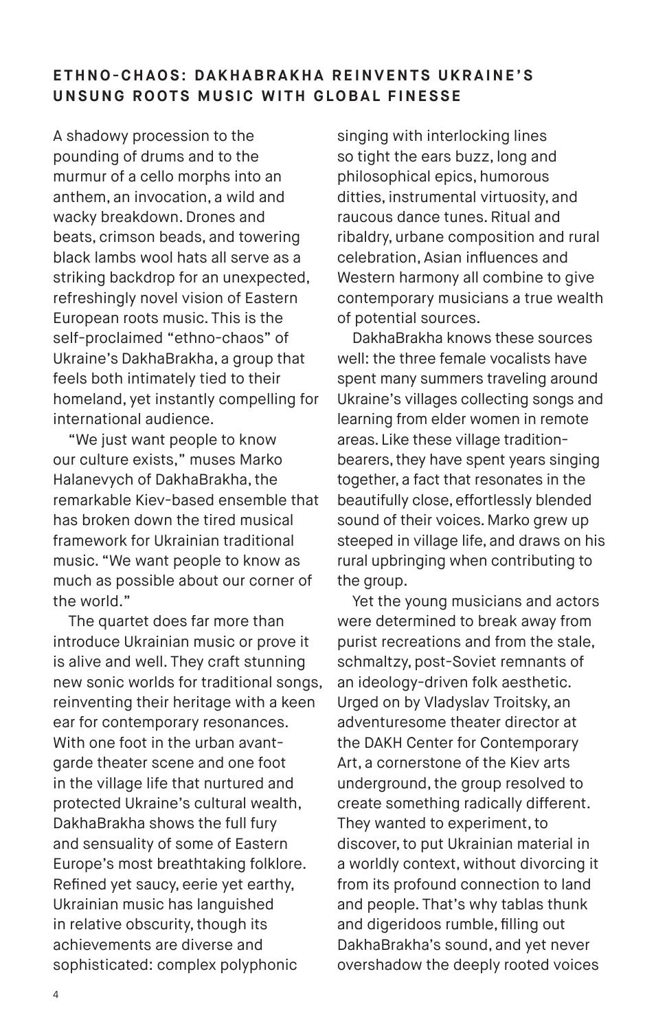## ETHNO-CHAOS: DAKHABRAKHA REINVENTS UKRAINE'S UNSUNG ROOTS MUSIC WITH GLOBAL FINESSE

A shadowy procession to the pounding of drums and to the murmur of a cello morphs into an anthem, an invocation, a wild and wacky breakdown. Drones and beats, crimson beads, and towering black lambs wool hats all serve as a striking backdrop for an unexpected, refreshingly novel vision of Eastern European roots music. This is the self-proclaimed "ethno-chaos" of Ukraine's DakhaBrakha, a group that feels both intimately tied to their homeland, yet instantly compelling for international audience.

"We just want people to know our culture exists," muses Marko Halanevych of DakhaBrakha, the remarkable Kiev-based ensemble that has broken down the tired musical framework for Ukrainian traditional music. "We want people to know as much as possible about our corner of the world."

The quartet does far more than introduce Ukrainian music or prove it is alive and well. They craft stunning new sonic worlds for traditional songs, reinventing their heritage with a keen ear for contemporary resonances. With one foot in the urban avant-garde theater scene and one foot in the village life that nurtured and protected Ukraine's cultural wealth, DakhaBrakha shows the full fury and sensuality of some of Eastern Europe's most breathtaking folklore. Refined yet saucy, eerie yet earthy, Ukrainian music has languished in relative obscurity, though its achievements are diverse and sophisticated: complex polyphonic singing with interlocking lines so tight the ears buzz, long and philosophical epics, humorous ditties, instrumental virtuosity, and raucous dance tunes. Ritual and ribaldry, urbane composition and rural celebration, Asian influences and Western harmony all combine to give contemporary musicians a true wealth of potential sources.

DakhaBrakha knows these sources well: the three female vocalists have spent many summers traveling around Ukraine's villages collecting songs and learning from elder women in remote areas. Like these village tradition-bearers, they have spent years singing together, a fact that resonates in the beautifully close, effortlessly blended sound of their voices. Marko grew up steeped in village life, and draws on his rural upbringing when contributing to the group.

Yet the young musicians and actors were determined to break away from purist recreations and from the stale, schmaltzy, post-Soviet remnants of an ideology-driven folk aesthetic. Urged on by Vladyslav Troitsky, an adventuresome theater director at the DAKH Center for Contemporary Art, a cornerstone of the Kiev arts underground, the group resolved to create something radically different. They wanted to experiment, to discover, to put Ukrainian material in a worldly context, without divorcing it from its profound connection to land and people. That's why tablas thunk and digeridoos rumble, filling out DakhaBrakha's sound, and yet never overshadow the deeply rooted voices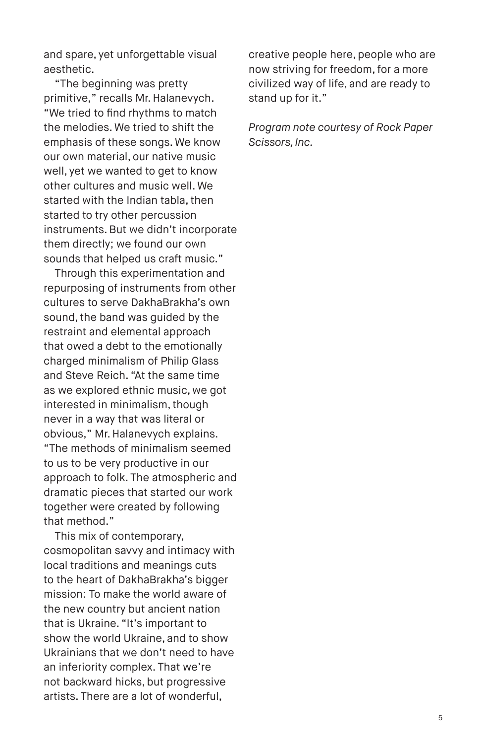and spare, yet unforgettable visual aesthetic.

"The beginning was pretty primitive," recalls Mr. Halanevych. "We tried to find rhythms to match the melodies. We tried to shift the emphasis of these songs. We know our own material, our native music well, yet we wanted to get to know other cultures and music well. We started with the Indian tabla, then started to try other percussion instruments. But we didn't incorporate them directly; we found our own sounds that helped us craft music."

Through this experimentation and repurposing of instruments from other cultures to serve DakhaBrakha's own sound, the band was guided by the restraint and elemental approach that owed a debt to the emotionally charged minimalism of Philip Glass and Steve Reich. "At the same time as we explored ethnic music, we got interested in minimalism, though never in a way that was literal or obvious," Mr. Halanevych explains. "The methods of minimalism seemed to us to be very productive in our approach to folk. The atmospheric and dramatic pieces that started our work together were created by following that method."

This mix of contemporary, cosmopolitan savvy and intimacy with local traditions and meanings cuts to the heart of DakhaBrakha's bigger mission: To make the world aware of the new country but ancient nation that is Ukraine. "It's important to show the world Ukraine, and to show Ukrainians that we don't need to have an inferiority complex. That we're not backward hicks, but progressive artists. There are a lot of wonderful, creative people here, people who are now striving for freedom, for a more civilized way of life, and are ready to stand up for it."

*Program note courtesy of Rock Paper Scissors, Inc.*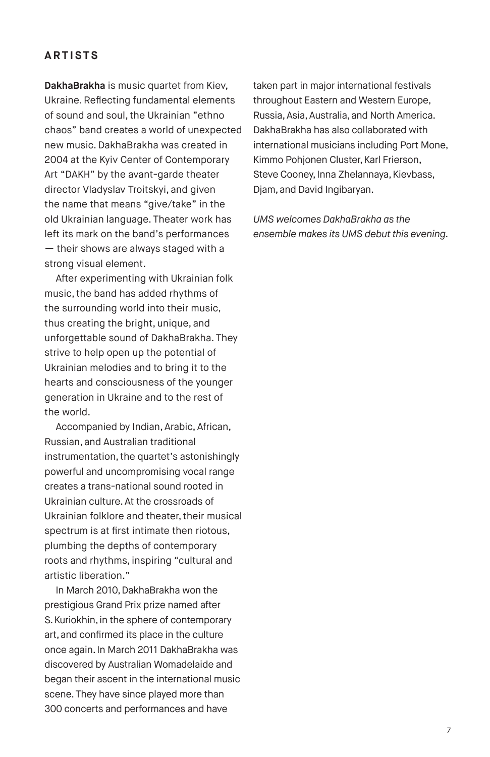## ARTISTS

**DakhaBrakha** is music quartet from Kiev, Ukraine. Reflecting fundamental elements of sound and soul, the Ukrainian "ethno chaos" band creates a world of unexpected new music. DakhaBrakha was created in 2004 at the Kyiv Center of Contemporary Art "DAKH" by the avant-garde theater director Vladyslav Troitskyi, and given the name that means "give/take" in the old Ukrainian language. Theater work has left its mark on the band's performances — their shows are always staged with a strong visual element.

After experimenting with Ukrainian folk music, the band has added rhythms of the surrounding world into their music, thus creating the bright, unique, and unforgettable sound of DakhaBrakha. They strive to help open up the potential of Ukrainian melodies and to bring it to the hearts and consciousness of the younger generation in Ukraine and to the rest of the world.

Accompanied by Indian, Arabic, African, Russian, and Australian traditional instrumentation, the quartet's astonishingly powerful and uncompromising vocal range creates a trans-national sound rooted in Ukrainian culture. At the crossroads of Ukrainian folklore and theater, their musical spectrum is at first intimate then riotous, plumbing the depths of contemporary roots and rhythms, inspiring "cultural and artistic liberation."

In March 2010, DakhaBrakha won the prestigious Grand Prix prize named after S. Kuriokhin, in the sphere of contemporary art, and confirmed its place in the culture once again. In March 2011 DakhaBrakha was discovered by Australian Womadelaide and began their ascent in the international music scene. They have since played more than 300 concerts and performances and have taken part in major international festivals throughout Eastern and Western Europe, Russia, Asia, Australia, and North America. DakhaBrakha has also collaborated with international musicians including Port Mone, Kimmo Pohjonen Cluster, Karl Frierson, Steve Cooney, Inna Zhelannaya, Kievbass, Djam, and David Ingibaryan.

*UMS welcomes DakhaBrakha as the ensemble makes its UMS debut this evening.*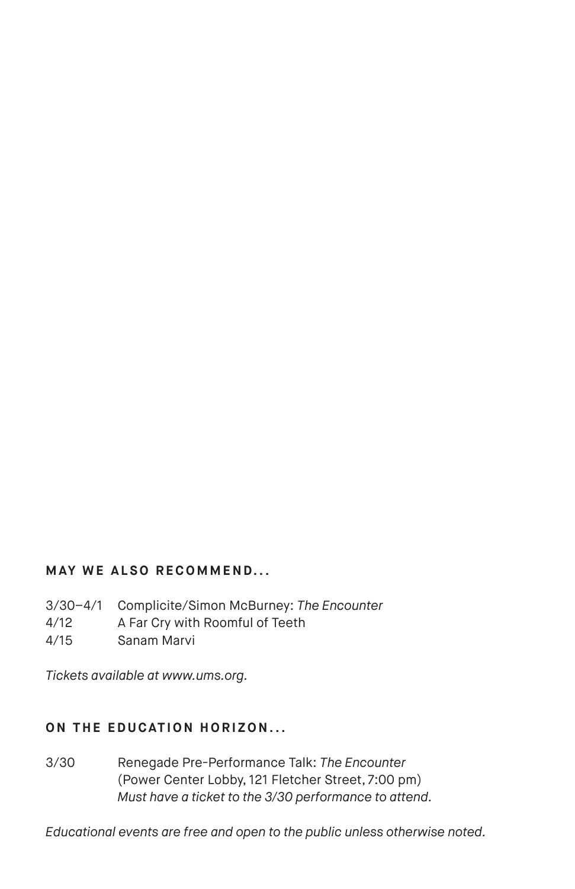## MAY WE ALSO RECOMMEND...

| | |
|---|---|
| 3/30–4/1 | Complicite/Simon McBurney: *The Encounter* |
| 4/12 | A Far Cry with Roomful of Teeth |
| 4/15 | Sanam Marvi |

*Tickets available at www.ums.org.*

## ON THE EDUCATION HORIZON...

3/30 Renegade Pre-Performance Talk: *The Encounter*
(Power Center Lobby, 121 Fletcher Street, 7:00 pm)
*Must have a ticket to the 3/30 performance to attend.*

*Educational events are free and open to the public unless otherwise noted.*